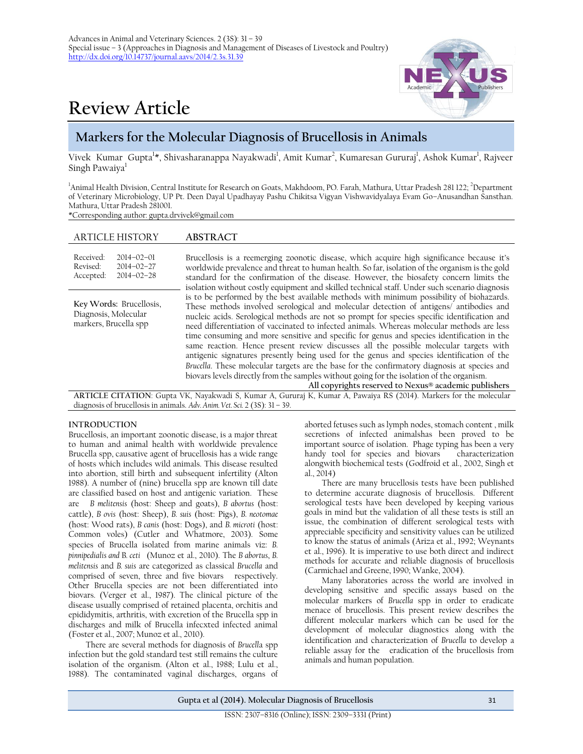Advances in Animal and Veterinary Sciences. 2 (3S): 31 – 39
Special issue – 3 (Approaches in Diagnosis and Management of Diseases of Livestock and Poultry)
http://dx.doi.org/10.14737/journal.aavs/2014/2.3s.31.39

# Review Article

## Markers for the Molecular Diagnosis of Brucellosis in Animals

Vivek Kumar Gupta[1]*, Shivasharanappa Nayakwadi[1], Amit Kumar[2], Kumaresan Gururaj[1], Ashok Kumar[1], Rajveer Singh Pawaiya[1]

[1]Animal Health Division, Central Institute for Research on Goats, Makhdoom, PO. Farah, Mathura, Uttar Pradesh 281 122; [2]Department of Veterinary Microbiology, UP Pt. Deen Dayal Upadhayay Pashu Chikitsa Vigyan Vishwavidyalaya Evam Go–Anusandhan Sansthan. Mathura, Uttar Pradesh 281001.
*Corresponding author: gupta.drvivek@gmail.com

**ARTICLE HISTORY**

Received: 2014–02–01
Revised: 2014–02–27
Accepted: 2014–02–28

**Key Words:** Brucellosis, Diagnosis, Molecular markers, Brucella spp

**ABSTRACT**

Brucellosis is a reemerging zoonotic disease, which acquire high significance because it's worldwide prevalence and threat to human health. So far, isolation of the organism is the gold standard for the confirmation of the disease. However, the biosafety concern limits the isolation without costly equipment and skilled technical staff. Under such scenario diagnosis is to be performed by the best available methods with minimum possibility of biohazards. These methods involved serological and molecular detection of antigens/ antibodies and nucleic acids. Serological methods are not so prompt for species specific identification and need differentiation of vaccinated to infected animals. Whereas molecular methods are less time consuming and more sensitive and specific for genus and species identification in the same reaction. Hence present review discusses all the possible molecular targets with antigenic signatures presently being used for the genus and species identification of the *Brucella*. These molecular targets are the base for the confirmatory diagnosis at species and biovars levels directly from the samples without going for the isolation of the organism.

**All copyrights reserved to Nexus® academic publishers**

**ARTICLE CITATION**: Gupta VK, Nayakwadi S, Kumar A, Gururaj K, Kumar A, Pawaiya RS (2014). Markers for the molecular diagnosis of brucellosis in animals. *Adv. Anim. Vet. Sci.* 2 (3S): 31 – 39.

### INTRODUCTION

Brucellosis, an important zoonotic disease, is a major threat to human and animal health with worldwide prevalence Brucella spp, causative agent of brucellosis has a wide range of hosts which includes wild animals. This disease resulted into abortion, still birth and subsequent infertility (Alton 1988). A number of (nine) brucella spp are known till date are classified based on host and antigenic variation. These are *B melitensis* (host: Sheep and goats), *B abortus* (host: cattle), *B ovis* (host: Sheep), *B. suis* (host: Pigs), *B. neotomae* (host: Wood rats), *B canis* (host: Dogs), and *B. microti* (host: Common voles) (Cutler and Whatmore, 2003). Some species of Brucella isolated from marine animals viz: *B. pinnipedialis and B. ceti* (Munoz et al., 2010). The *B abortus*, *B. melitensis* and *B. suis* are categorized as classical *Brucella* and comprised of seven, three and five biovars respectively. Other Brucella species are not been differentiated into biovars. (Verger et al., 1987). The clinical picture of the disease usually comprised of retained placenta, orchitis and epididymitis, arthritis, with excretion of the Brucella spp in discharges and milk of Brucella infecxted infected animal (Foster et al., 2007; Munoz et al., 2010).

There are several methods for diagnosis of *Brucella* spp infection but the gold standard test still remains the culture isolation of the organism. (Alton et al., 1988; Lulu et al., 1988). The contaminated vaginal discharges, organs of aborted fetuses such as lymph nodes, stomach content , milk secretions of infected animalshas been proved to be important source of isolation. Phage typing has been a very handy tool for species and biovars characterization alongwith biochemical tests (Godfroid et al., 2002, Singh et al., 2014)

There are many brucellosis tests have been published to determine accurate diagnosis of brucellosis. Different serological tests have been developed by keeping various goals in mind but the validation of all these tests is still an issue, the combination of different serological tests with appreciable specificity and sensitivity values can be utilized to know the status of animals (Ariza et al., 1992; Weynants et al., 1996). It is imperative to use both direct and indirect methods for accurate and reliable diagnosis of brucellosis (Carmichael and Greene, 1990; Wanke, 2004).

Many laboratories across the world are involved in developing sensitive and specific assays based on the molecular markers of *Brucella* spp in order to eradicate menace of brucellosis. This present review describes the different molecular markers which can be used for the development of molecular diagnostics along with the identification and characterization of *Brucella* to develop a reliable assay for the eradication of the brucellosis from animals and human population.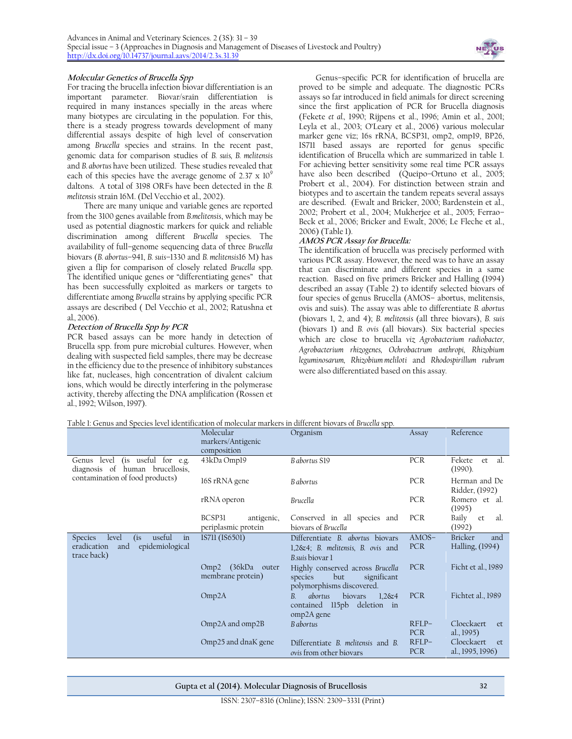### Molecular Genetics of Brucella Spp

For tracing the brucella infection biovar differentiation is an important parameter. Biovar/srain differentiation is required in many instances specially in the areas where many biotypes are circulating in the population. For this, there is a steady progress towards development of many differential assays despite of high level of conservation among *Brucella* species and strains. In the recent past, genomic data for comparison studies of *B. suis, B. melitensis* and *B. abortus* have been utilized. These studies revealed that each of this species have the average genome of $2.37 \times 10^9$ daltons. A total of 3198 ORFs have been detected in the *B. melitensis* strain 16M. (Del Vecchio et al., 2002).

There are many unique and variable genes are reported from the 3100 genes available from *B.melitensis*, which may be used as potential diagnostic markers for quick and reliable discrimination among different *Brucella* species. The availability of full–genome sequencing data of three *Brucella* biovars (*B. abortus*–941, *B. suis*–1330 and *B. melitensis*16 M) has given a flip for comparison of closely related *Brucella* spp. The identified unique genes or "differentiating genes" that has been successfully exploited as markers or targets to differentiate among *Brucella* strains by applying specific PCR assays are described ( Del Vecchio et al., 2002; Ratushna et al., 2006).

### Detection of Brucella Spp by PCR

PCR based assays can be more handy in detection of Brucella spp. from pure microbial cultures. However, when dealing with suspected field samples, there may be decrease in the efficiency due to the presence of inhibitory substances like fat, nucleases, high concentration of divalent calcium ions, which would be directly interfering in the polymerase activity, thereby affecting the DNA amplification (Rossen et al., 1992; Wilson, 1997).

Genus–specific PCR for identification of brucella are proved to be simple and adequate. The diagnostic PCRs assays so far introduced in field animals for direct screening since the first application of PCR for Brucella diagnosis (Fekete *et al.,* 1990; Rijpens et al., 1996; Amin et al., 2001; Leyla et al., 2003; O'Leary et al., 2006) various molecular marker gene viz; 16s rRNA, BCSP31, omp2, omp19, BP26, IS711 based assays are reported for genus specific identification of Brucella which are summarized in table 1. For achieving better sensitivity some real time PCR assays have also been described (Queipo–Ortuno et al., 2005; Probert et al., 2004). For distinction between strain and biotypes and to ascertain the tandem repeats several assays are described. (Ewalt and Bricker, 2000; Bardenstein et al., 2002; Probert et al., 2004; Mukherjee et al., 2005; Ferrao–Beck et al., 2006; Bricker and Ewalt, 2006; Le Fleche et al., 2006) (Table 1).

### AMOS PCR Assay for Brucella:

The identification of brucella was precisely performed with various PCR assay. However, the need was to have an assay that can discriminate and different species in a same reaction. Based on five primers Bricker and Halling (1994) described an assay (Table 2) to identify selected biovars of four species of genus Brucella (AMOS– abortus, melitensis, ovis and suis). The assay was able to differentiate *B. abortus* (biovars 1, 2, and 4); *B. melitensis* (all three biovars), *B. suis* (biovars 1) and *B. ovis* (all biovars). Six bacterial species which are close to brucella *viz Agrobacterium radiobacter, Agrobacterium rhizogenes, Ochrobactrum anthropi, Rhizobium leguminosarum, Rhizobium meliloti* and *Rhodospirillum rubrum* were also differentiated based on this assay.

Table 1: Genus and Species level identification of molecular markers in different biovars of *Brucella* spp.

| | Molecular markers/Antigenic composition | Organism | Assay | Reference |
|---|---|---|---|---|
| Genus level (is useful for e.g. diagnosis of human brucellosis, contamination of food products) | 43kDa Omp19 | *B abortus* S19 | PCR | Fekete et al. (1990). |
| | 16S rRNA gene | *B abortus* | PCR | Herman and De Ridder, (1992) |
| | rRNA operon | *Brucella* | PCR | Romero et al. (1995) |
| | BCSP31 antigenic, periplasmic protein | Conserved in all species and biovars of *Brucella* | PCR | Baily et al. (1992) |
| Species level (is useful in eradication and epidemiological trace back) | IS711 (IS6501) | Differentiate *B. abortus* biovars 1,2&4; *B. melitensis, B. ovis* and *B.suis* biovar 1 | AMOS–PCR | Bricker and Halling, (1994) |
| | Omp2 (36kDa outer membrane protein) | Highly conserved across *Brucella* species but significant polymorphisms discovered. | PCR | Ficht et al., 1989 |
| | Omp2A | *B. abortus* biovars 1,2&4 contained 115pb deletion in omp2A gene | PCR | Fichtet al., 1989 |
| | Omp2A and omp2B | *B abortus* | RFLP–PCR | Cloeckaert et al., 1995) |
| | Omp25 and dnaK gene | Differentiate *B. melitensis* and *B. ovis* from other biovars | RFLP–PCR | Cloeckaert et al., 1995, 1996) |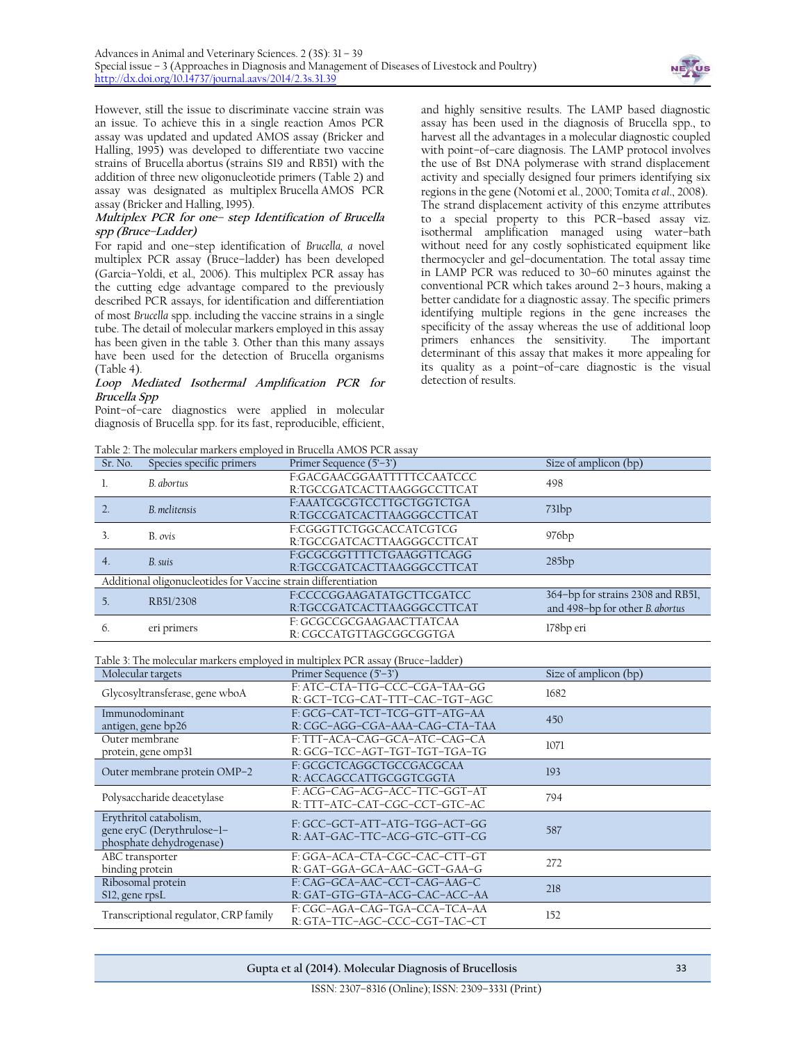However, still the issue to discriminate vaccine strain was an issue. To achieve this in a single reaction Amos PCR assay was updated and updated AMOS assay (Bricker and Halling, 1995) was developed to differentiate two vaccine strains of Brucella abortus (strains S19 and RB51) with the addition of three new oligonucleotide primers (Table 2) and assay was designated as multiplex Brucella AMOS PCR assay (Bricker and Halling, 1995).

### Multiplex PCR for one– step Identification of Brucella spp (Bruce–Ladder)

For rapid and one–step identification of *Brucella, a* novel multiplex PCR assay (Bruce–ladder) has been developed (Garcia–Yoldi, et al., 2006). This multiplex PCR assay has the cutting edge advantage compared to the previously described PCR assays, for identification and differentiation of most *Brucella* spp. including the vaccine strains in a single tube. The detail of molecular markers employed in this assay has been given in the table 3. Other than this many assays have been used for the detection of Brucella organisms (Table 4).

### Loop Mediated Isothermal Amplification PCR for Brucella Spp

Point–of–care diagnostics were applied in molecular diagnosis of Brucella spp. for its fast, reproducible, efficient, and highly sensitive results. The LAMP based diagnostic assay has been used in the diagnosis of Brucella spp., to harvest all the advantages in a molecular diagnostic coupled with point–of–care diagnosis. The LAMP protocol involves the use of Bst DNA polymerase with strand displacement activity and specially designed four primers identifying six regions in the gene (Notomi et al., 2000; Tomita *et al*., 2008). The strand displacement activity of this enzyme attributes to a special property to this PCR–based assay viz. isothermal amplification managed using water–bath without need for any costly sophisticated equipment like thermocycler and gel–documentation. The total assay time in LAMP PCR was reduced to 30–60 minutes against the conventional PCR which takes around 2–3 hours, making a better candidate for a diagnostic assay. The specific primers identifying multiple regions in the gene increases the specificity of the assay whereas the use of additional loop primers enhances the sensitivity. The important determinant of this assay that makes it more appealing for its quality as a point–of–care diagnostic is the visual detection of results.

Table 2: The molecular markers employed in Brucella AMOS PCR assay

| Sr. No. | Species specific primers | Primer Sequence (5'–3') | Size of amplicon (bp) |
|---|---|---|---|
| 1. | *B. abortus* | F:GACGAACGGAATTTTTCCAATCCC<br>R:TGCCGATCACTTAAGGGCCTTCAT | 498 |
| 2. | *B. melitensis* | F:AAATCGCGTCCTTGCTGGTCTGA<br>R:TGCCGATCACTTAAGGGCCTTCAT | 731bp |
| 3. | B. *ovis* | F:CGGGTTCTGGCACCATCGTCG<br>R:TGCCGATCACTTAAGGGCCTTCAT | 976bp |
| 4. | *B. suis* | F:GCGCGGTTTTCTGAAGGTTCAGG<br>R:TGCCGATCACTTAAGGGCCTTCAT | 285bp |
| Additional oligonucleotides for Vaccine strain differentiation | | | |
| 5. | RB51/2308 | F:CCCCGGAAGATATGCTTCGATCC<br>R:TGCCGATCACTTAAGGGCCTTCAT | 364–bp for strains 2308 and RB51, and 498–bp for other *B. abortus* |
| 6. | eri primers | F: GCGCCGCGAAGAACTTATCAA<br>R: CGCCATGTTAGCGGCGGTGA | 178bp eri |

Table 3: The molecular markers employed in multiplex PCR assay (Bruce–ladder)

| Molecular targets | Primer Sequence (5'–3') | Size of amplicon (bp) |
|---|---|---|
| Glycosyltransferase, gene wboA | F: ATC–CTA–TTG–CCC–CGA–TAA–GG<br>R: GCT–TCG–CAT–TTT–CAC–TGT–AGC | 1682 |
| Immunodominant antigen, gene bp26 | F: GCG–CAT–TCT–TCG–GTT–ATG–AA<br>R: CGC–AGG–CGA–AAA–CAG–CTA–TAA | 450 |
| Outer membrane protein, gene omp31 | F: TTT–ACA–CAG–GCA–ATC–CAG–CA<br>R: GCG–TCC–AGT–TGT–TGT–TGA–TG | 1071 |
| Outer membrane protein OMP–2 | F: GCGCTCAGGCTGCCGACGCAA<br>R: ACCAGCCATTGCGGTCGGTA | 193 |
| Polysaccharide deacetylase | F: ACG–CAG–ACG–ACC–TTC–GGT–AT<br>R: TTT–ATC–CAT–CGC–CCT–GTC–AC | 794 |
| Erythritol catabolism, gene eryC (Derythrulose–1–phosphate dehydrogenase) | F: GCC–GCT–ATT–ATG–TGG–ACT–GG<br>R: AAT–GAC–TTC–ACG–GTC–GTT–CG | 587 |
| ABC transporter binding protein | F: GGA–ACA–CTA–CGC–CAC–CTT–GT<br>R: GAT–GGA–GCA–AAC–GCT–GAA–G | 272 |
| Ribosomal protein S12, gene rpsL | F: CAG–GCA–AAC–CCT–CAG–AAG–C<br>R: GAT–GTG–GTA–ACG–CAC–ACC–AA | 218 |
| Transcriptional regulator, CRP family | F: CGC–AGA–CAG–TGA–CCA–TCA–AA<br>R: GTA–TTC–AGC–CCC–CGT–TAC–CT | 152 |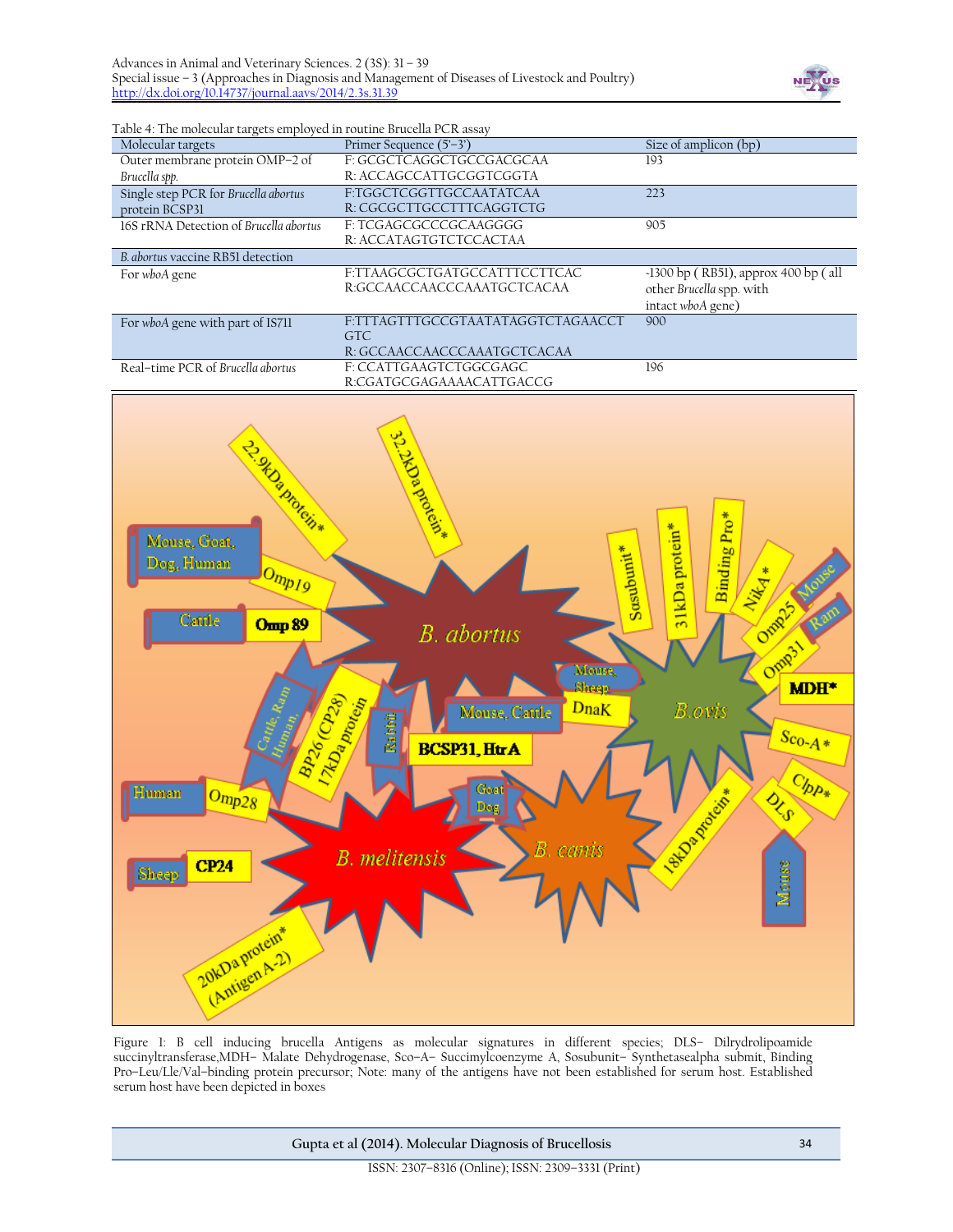Table 4: The molecular targets employed in routine Brucella PCR assay

| Molecular targets | Primer Sequence (5'–3') | Size of amplicon (bp) |
|---|---|---|
| Outer membrane protein OMP–2 of *Brucella spp.* | F: GCGCTCAGGCTGCCGACGCAA<br>R: ACCAGCCATTGCGGTCGGTA | 193 |
| Single step PCR for *Brucella abortus* protein BCSP31 | F:TGGCTCGGTTGCCAATATCAA<br>R: CGCGCTTGCCTTTCAGGTCTG | 223 |
| 16S rRNA Detection of *Brucella abortus* | F: TCGAGCGCCCGCAAGGGG<br>R: ACCATAGTGTCTCCACTAA | 905 |
| *B. abortus* vaccine RB51 detection | | |
| For *wboA* gene | F:TTAAGCGCTGATGCCATTTCCTTCAC<br>R:GCCAACCAACCCAAATGCTCACAA | ~1300 bp ( RB51), approx 400 bp ( all other *Brucella* spp. with intact *wboA* gene) |
| For *wboA* gene with part of IS711 | F:TTTAGTTTGCCGTAATATAGGTCTAGAACCTGTC<br>R: GCCAACCAACCCAAATGCTCACAA | 900 |
| Real–time PCR of *Brucella abortus* | F: CCATTGAAGTCTGGCGAGC<br>R:CGATGCGAGAAAACATTGACCG | 196 |

Figure 1: B cell inducing brucella Antigens as molecular signatures in different species; DLS– Dilrydrolipoamide succinyltransferase,MDH– Malate Dehydrogenase, Sco–A– Succimylcoenzyme A, Sosubunit– Synthetasealpha submit, Binding Pro–Leu/Lle/Val–binding protein precursor; Note: many of the antigens have not been established for serum host. Established serum host have been depicted in boxes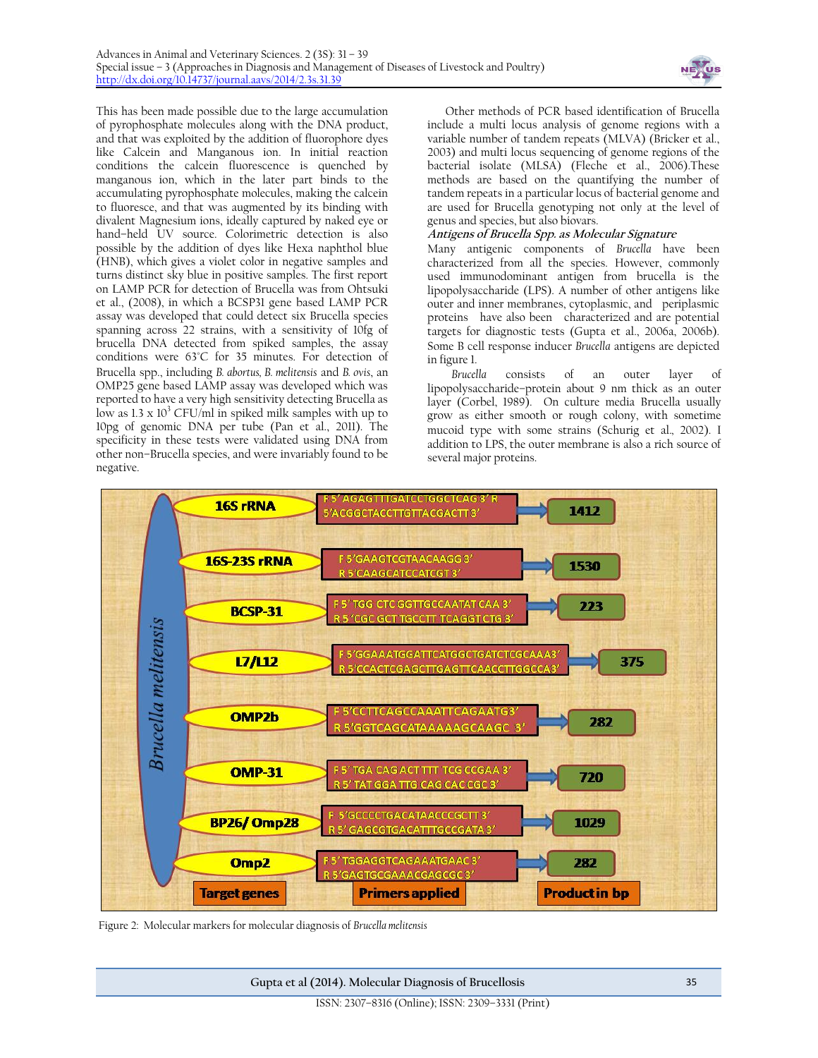This has been made possible due to the large accumulation of pyrophosphate molecules along with the DNA product, and that was exploited by the addition of fluorophore dyes like Calcein and Manganous ion. In initial reaction conditions the calcein fluorescence is quenched by manganous ion, which in the later part binds to the accumulating pyrophosphate molecules, making the calcein to fluoresce, and that was augmented by its binding with divalent Magnesium ions, ideally captured by naked eye or hand–held UV source. Colorimetric detection is also possible by the addition of dyes like Hexa naphthol blue (HNB), which gives a violet color in negative samples and turns distinct sky blue in positive samples. The first report on LAMP PCR for detection of Brucella was from Ohtsuki et al., (2008), in which a BCSP31 gene based LAMP PCR assay was developed that could detect six Brucella species spanning across 22 strains, with a sensitivity of 10fg of brucella DNA detected from spiked samples, the assay conditions were 63°C for 35 minutes. For detection of Brucella spp., including *B. abortus*, *B. melitensis* and *B. ovis*, an OMP25 gene based LAMP assay was developed which was reported to have a very high sensitivity detecting Brucella as low as 1.3 x $10^3$ CFU/ml in spiked milk samples with up to 10pg of genomic DNA per tube (Pan et al., 2011). The specificity in these tests were validated using DNA from other non–Brucella species, and were invariably found to be negative.

Other methods of PCR based identification of Brucella include a multi locus analysis of genome regions with a variable number of tandem repeats (MLVA) (Bricker et al., 2003) and multi locus sequencing of genome regions of the bacterial isolate (MLSA) (Fleche et al., 2006).These methods are based on the quantifying the number of tandem repeats in a particular locus of bacterial genome and are used for Brucella genotyping not only at the level of genus and species, but also biovars.

### Antigens of Brucella Spp. as Molecular Signature

Many antigenic components of *Brucella* have been characterized from all the species. However, commonly used immunodominant antigen from brucella is the lipopolysaccharide (LPS). A number of other antigens like outer and inner membranes, cytoplasmic, and periplasmic proteins have also been characterized and are potential targets for diagnostic tests (Gupta et al., 2006a, 2006b). Some B cell response inducer *Brucella* antigens are depicted in figure 1.

*Brucella* consists of an outer layer of lipopolysaccharide–protein about 9 nm thick as an outer layer (Corbel, 1989). On culture media Brucella usually grow as either smooth or rough colony, with sometime mucoid type with some strains (Schurig et al., 2002). I addition to LPS, the outer membrane is also a rich source of several major proteins.

*Brucella melitensis*

| Target genes | Primers applied | Product in bp |
|---|---|---|
| 16S rRNA | F 5' AGAGTTTGATCCTGGCTCAG 3' R 5'ACGGCTACCTTGTTACGACTT 3' | 1412 |
| 16S-23S rRNA | F 5'GAAGTCGTAACAAGG 3' R 5'CAAGCATCCATCGT 3' | 1530 |
| BCSP-31 | F 5' TGG CTC GGTTGCCAATAT CAA 3' R 5 'CGC GCT TGCCTT TCAGGT CTG 3' | 223 |
| L7/L12 | F 5'GGAAATGGATTCATGGCTGATCTCGCAAA3' R 5'CCACTCGAGCTTGAGTTCAACCTTGGCCA3' | 375 |
| OMP2b | F 5'CCTTCAGCCAAATTCAGAATG3' R 5'GGTCAGCATAAAAAGCAAGC 3' | 282 |
| OMP-31 | F 5' TGA CAG ACT TTT TCG CCGAA 3' R 5' TAT GGA TTG CAG CAC CGC 3' | 720 |
| BP26/ Omp28 | F 5'GCCCCTGACATAACCCGCTT 3' R 5' GAGCGTGACATTTGCCGATA 3' | 1029 |
| Omp2 | F 5' TGGAGGTCAGAAATGAAC 3' R 5'GAGTGCGAAACGAGCGC 3' | 282 |

Figure 2: Molecular markers for molecular diagnosis of *Brucella melitensis*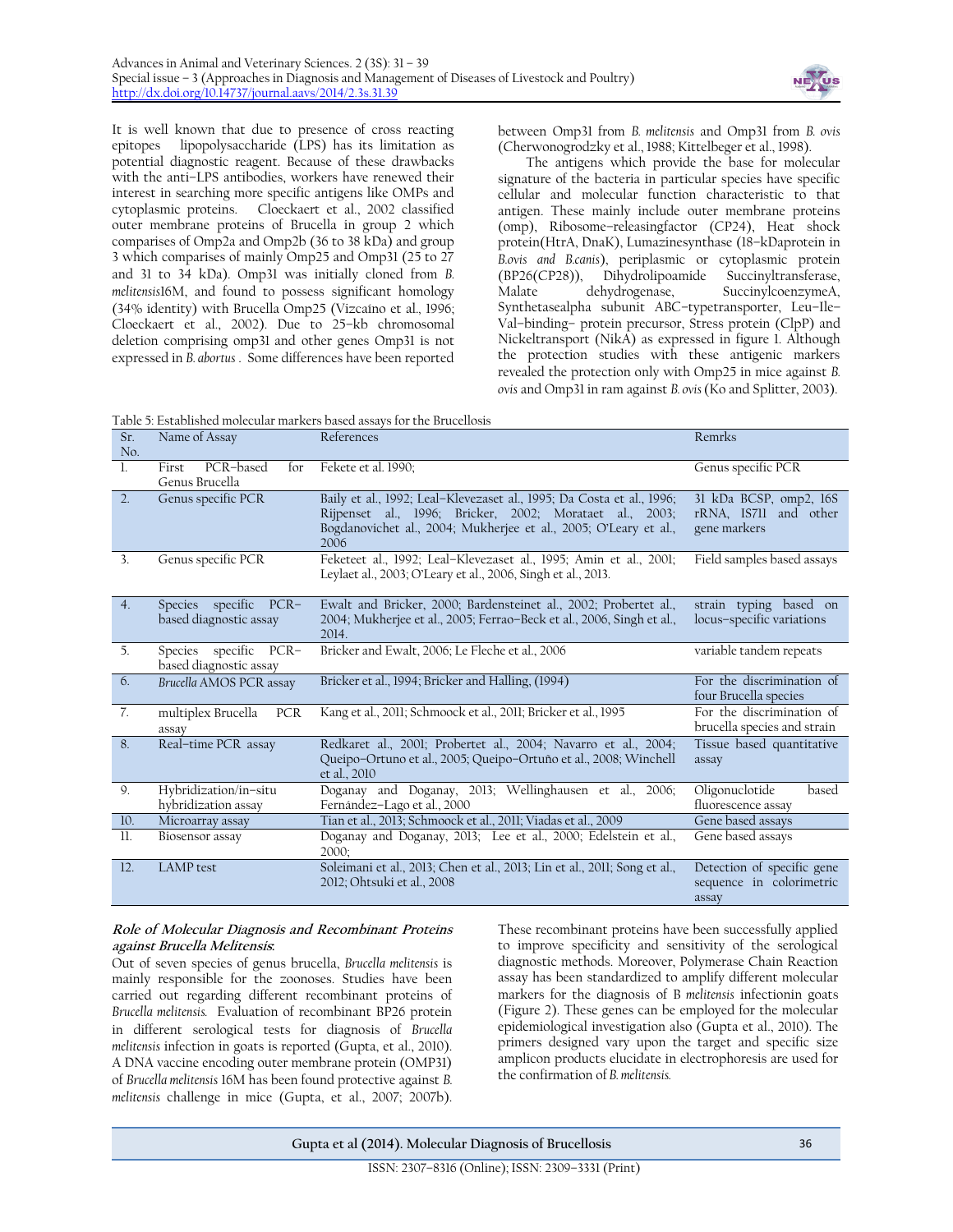It is well known that due to presence of cross reacting epitopes lipopolysaccharide (LPS) has its limitation as potential diagnostic reagent. Because of these drawbacks with the anti–LPS antibodies, workers have renewed their interest in searching more specific antigens like OMPs and cytoplasmic proteins. Cloeckaert et al., 2002 classified outer membrane proteins of Brucella in group 2 which comparises of Omp2a and Omp2b (36 to 38 kDa) and group 3 which comparises of mainly Omp25 and Omp31 (25 to 27 and 31 to 34 kDa). Omp31 was initially cloned from *B. melitensis*16M, and found to possess significant homology (34% identity) with Brucella Omp25 (Vizcaíno et al., 1996; Cloeckaert et al., 2002). Due to 25–kb chromosomal deletion comprising omp31 and other genes Omp31 is not expressed in *B. abortus* . Some differences have been reported between Omp31 from *B. melitensis* and Omp31 from *B. ovis* (Cherwonogrodzky et al., 1988; Kittelbeger et al., 1998).

The antigens which provide the base for molecular signature of the bacteria in particular species have specific cellular and molecular function characteristic to that antigen. These mainly include outer membrane proteins (omp), Ribosome–releasingfactor (CP24), Heat shock protein(HtrA, DnaK), Lumazinesynthase (18–kDaprotein in *B.ovis and B.canis*), periplasmic or cytoplasmic protein (BP26(CP28)), Dihydrolipoamide Succinyltransferase, Malate dehydrogenase, SuccinylcoenzymeA, Synthetasealpha subunit ABC–typetransporter, Leu–Ile–Val–binding– protein precursor, Stress protein (ClpP) and Nickeltransport (NikA) as expressed in figure 1. Although the protection studies with these antigenic markers revealed the protection only with Omp25 in mice against *B. ovis* and Omp31 in ram against *B. ovis* (Ko and Splitter, 2003).

Table 5: Established molecular markers based assays for the Brucellosis

| Sr. No. | Name of Assay | References | Remrks |
|---|---|---|---|
| 1. | First PCR–based for Genus Brucella | Fekete et al. 1990; | Genus specific PCR |
| 2. | Genus specific PCR | Baily et al., 1992; Leal–Klevezaset al., 1995; Da Costa et al., 1996; Rijpenset al., 1996; Bricker, 2002; Morataet al., 2003; Bogdanovichet al., 2004; Mukherjee et al., 2005; O'Leary et al., 2006 | 31 kDa BCSP, omp2, 16S rRNA, IS711 and other gene markers |
| 3. | Genus specific PCR | Feketeet al., 1992; Leal–Klevezaset al., 1995; Amin et al., 2001; Leylaet al., 2003; O'Leary et al., 2006, Singh et al., 2013. | Field samples based assays |
| 4. | Species specific PCR–based diagnostic assay | Ewalt and Bricker, 2000; Bardensteinet al., 2002; Probertet al., 2004; Mukherjee et al., 2005; Ferrao–Beck et al., 2006, Singh et al., 2014. | strain typing based on locus–specific variations |
| 5. | Species specific PCR–based diagnostic assay | Bricker and Ewalt, 2006; Le Fleche et al., 2006 | variable tandem repeats |
| 6. | *Brucella* AMOS PCR assay | Bricker et al., 1994; Bricker and Halling, (1994) | For the discrimination of four Brucella species |
| 7. | multiplex Brucella PCR assay | Kang et al., 2011; Schmoock et al., 2011; Bricker et al., 1995 | For the discrimination of brucella species and strain |
| 8. | Real–time PCR assay | Redkaret al., 2001; Probertet al., 2004; Navarro et al., 2004; Queipo–Ortuno et al., 2005; Queipo–Ortuño et al., 2008; Winchell et al., 2010 | Tissue based quantitative assay |
| 9. | Hybridization/in–situ hybridization assay | Doganay and Doganay, 2013; Wellinghausen et al., 2006; Fernández–Lago et al., 2000 | Oligonuclotide based fluorescence assay |
| 10. | Microarray assay | Tian et al., 2013; Schmoock et al., 2011; Viadas et al., 2009 | Gene based assays |
| 11. | Biosensor assay | Doganay and Doganay, 2013; Lee et al., 2000; Edelstein et al., 2000; | Gene based assays |
| 12. | LAMP test | Soleimani et al., 2013; Chen et al., 2013; Lin et al., 2011; Song et al., 2012; Ohtsuki et al., 2008 | Detection of specific gene sequence in colorimetric assay |

**Role of Molecular Diagnosis and Recombinant Proteins against Brucella Melitensis:**

Out of seven species of genus brucella, *Brucella melitensis* is mainly responsible for the zoonoses. Studies have been carried out regarding different recombinant proteins of *Brucella melitensis.* Evaluation of recombinant BP26 protein in different serological tests for diagnosis of *Brucella melitensis* infection in goats is reported (Gupta, et al., 2010). A DNA vaccine encoding outer membrane protein (OMP31) of *Brucella melitensis* 16M has been found protective against *B. melitensis* challenge in mice (Gupta, et al., 2007; 2007b). These recombinant proteins have been successfully applied to improve specificity and sensitivity of the serological diagnostic methods. Moreover, Polymerase Chain Reaction assay has been standardized to amplify different molecular markers for the diagnosis of B *melitensis* infectionin goats (Figure 2). These genes can be employed for the molecular epidemiological investigation also (Gupta et al., 2010). The primers designed vary upon the target and specific size amplicon products elucidate in electrophoresis are used for the confirmation of *B. melitensis.*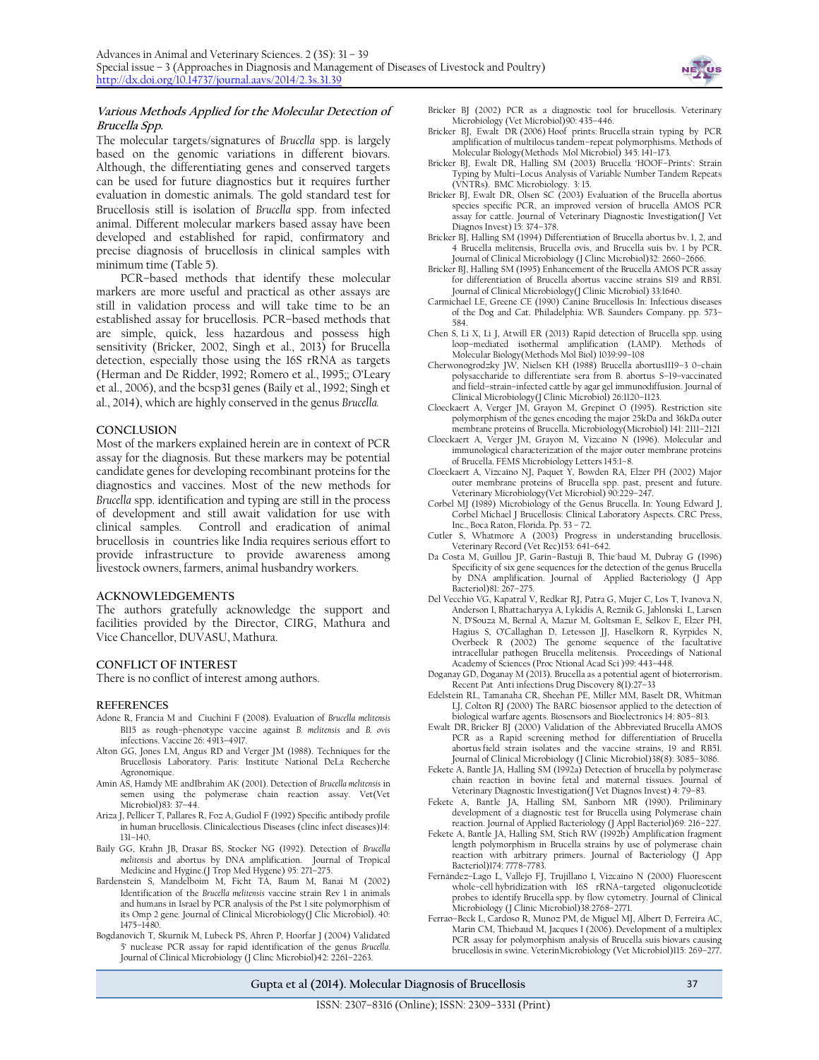### *Various Methods Applied for the Molecular Detection of Brucella Spp.*

The molecular targets/signatures of *Brucella* spp. is largely based on the genomic variations in different biovars. Although, the differentiating genes and conserved targets can be used for future diagnostics but it requires further evaluation in domestic animals. The gold standard test for Brucellosis still is isolation of *Brucella* spp. from infected animal. Different molecular markers based assay have been developed and established for rapid, confirmatory and precise diagnosis of brucellosis in clinical samples with minimum time (Table 5).

PCR–based methods that identify these molecular markers are more useful and practical as other assays are still in validation process and will take time to be an established assay for brucellosis. PCR–based methods that are simple, quick, less hazardous and possess high sensitivity (Bricker, 2002, Singh et al., 2013) for Brucella detection, especially those using the 16S rRNA as targets (Herman and De Ridder, 1992; Romero et al., 1995;; O'Leary et al., 2006), and the bcsp31 genes (Baily et al., 1992; Singh et al., 2014), which are highly conserved in the genus *Brucella.*

## CONCLUSION

Most of the markers explained herein are in context of PCR assay for the diagnosis. But these markers may be potential candidate genes for developing recombinant proteins for the diagnostics and vaccines. Most of the new methods for *Brucella* spp. identification and typing are still in the process of development and still await validation for use with clinical samples. Controll and eradication of animal brucellosis in countries like India requires serious effort to provide infrastructure to provide awareness among livestock owners, farmers, animal husbandry workers.

## ACKNOWLEDGEMENTS

The authors gratefully acknowledge the support and facilities provided by the Director, CIRG, Mathura and Vice Chancellor, DUVASU, Mathura.

## CONFLICT OF INTEREST

There is no conflict of interest among authors.

## REFERENCES

Adone R, Francia M and Ciuchini F (2008). Evaluation of *Brucella melitensis* B115 as rough–phenotype vaccine against *B. melitensis* and *B. ovis* infections. Vaccine 26: 4913–4917.

Alton GG, Jones LM, Angus RD and Verger JM (1988). Techniques for the Brucellosis Laboratory. Paris: Institute National DeLa Recherche Agronomique.

Amin AS, Hamdy ME andIbrahim AK (2001). Detection of *Brucella melitensis* in semen using the polymerase chain reaction assay. Vet(Vet Microbiol)83: 37–44.

Ariza J, Pellicer T, Pallares R, Foz A, Gudiol F (1992) Specific antibody profile in human brucellosis. Clinicalectious Diseases (clinc infect diseases)14: 131–140.

Baily GG, Krahn JB, Drasar BS, Stocker NG (1992). Detection of *Brucella melitensis* and abortus by DNA amplification. Journal of Tropical Medicine and Hygine.(J Trop Med Hygene) 95: 271–275.

Bardenstein S, Mandelboim M, Ficht TA, Baum M, Banai M (2002) Identification of the *Brucella melitensis* vaccine strain Rev 1 in animals and humans in Israel by PCR analysis of the Pst I site polymorphism of its Omp 2 gene. Journal of Clinical Microbiology(J Clic Microbiol). 40: 1475–1480.

Bogdanovich T, Skurnik M, Lubeck PS, Ahren P, Hoorfar J (2004) Validated 5' nuclease PCR assay for rapid identification of the genus *Brucella*. Journal of Clinical Microbiology (J Clinc Microbiol)42: 2261–2263.

Bricker BJ (2002) PCR as a diagnostic tool for brucellosis. Veterinary Microbiology (Vet Microbiol)90: 435–446.

Bricker BJ, Ewalt DR (2006) Hoof prints: Brucella strain typing by PCR amplification of multilocus tandem–repeat polymorphisms. Methods of Molecular Biology(Methods Mol Microbiol) 345: 141–173.

Bricker BJ, Ewalt DR, Halling SM (2003) Brucella 'HOOF–Prints': Strain Typing by Multi–Locus Analysis of Variable Number Tandem Repeats (VNTRs). BMC Microbiology. 3: 15.

Bricker BJ, Ewalt DR, Olsen SC (2003) Evaluation of the Brucella abortus species specific PCR, an improved version of brucella AMOS PCR assay for cattle. Journal of Veterinary Diagnostic Investigation(J Vet Diagnos Invest) 15: 374–378.

Bricker BJ, Halling SM (1994) Differentiation of Brucella abortus bv. 1, 2, and 4 Brucella melitensis, Brucella ovis, and Brucella suis bv. 1 by PCR. Journal of Clinical Microbiology (J Clinc Microbiol)32: 2660–2666.

Bricker BJ, Halling SM (1995) Enhancement of the Brucella AMOS PCR assay for differentiation of Brucella abortus vaccine strains S19 and RB51. Journal of Clinical Microbiology(J Clinic Microbiol) 33:1640.

Carmichael LE, Greene CE (1990) Canine Brucellosis In: Infectious diseases of the Dog and Cat. Philadelphia: WB. Saunders Company. pp. 573–584.

Chen S, Li X, Li J, Atwill ER (2013) Rapid detection of Brucella spp. using loop–mediated isothermal amplification (LAMP). Methods of Molecular Biology(Methods Mol Biol) 1039:99–108

Cherwonogrodzky JW, Nielsen KH (1988) Brucella abortus1119–3 0–chain polysaccharide to differentiate sera from B. abortus S–19–vaccinated and field–strain–infected cattle by agar gel immunodiffusion. Journal of Clinical Microbiology(J Clinic Microbiol) 26:1120–1123.

Cloeckaert A, Verger JM, Grayon M, Grepinet O (1995). Restriction site polymorphism of the genes encoding the major 25kDa and 36kDa outer membrane proteins of Brucella. Microbiology(Microbiol) 141: 2111–2121

Cloeckaert A, Verger JM, Grayon M, Vizcaino N (1996). Molecular and immunological characterization of the major outer membrane proteins of Brucella. FEMS Microbiology Letters 145:1–8.

Cloeckaert A, Vizcaino NJ, Paquet Y, Bowden RA, Elzer PH (2002) Major outer membrane proteins of Brucella spp. past, present and future. Veterinary Microbiology(Vet Microbiol) 90:229–247.

Corbel MJ (1989) Microbiology of the Genus Brucella. In: Young Edward J, Corbel Michael J Brucellosis: Clinical Laboratory Aspects. CRC Press, Inc., Boca Raton, Florida. Pp. 53 – 72.

Cutler S, Whatmore A (2003) Progress in understanding brucellosis. Veterinary Record (Vet Rec)153: 641–642.

Da Costa M, Guillou JP, Garin–Bastuji B, Thie'baud M, Dubray G (1996) Specificity of six gene sequences for the detection of the genus Brucella by DNA amplification. Journal of Applied Bacteriology (J App Bacteriol)81: 267–275.

Del Vecchio VG, Kapatral V, Redkar RJ, Patra G, Mujer C, Los T, Ivanova N, Anderson I, Bhattacharyya A, Lykidis A, Reznik G, Jablonski L, Larsen N, D'Souza M, Bernal A, Mazur M, Goltsman E, Selkov E, Elzer PH, Hagius S, O'Callaghan D, Letesson JJ, Haselkorn R, Kyrpides N, Overbeek R (2002) The genome sequence of the facultative intracellular pathogen Brucella melitensis. Proceedings of National Academy of Sciences (Proc Ntional Acad Sci )99: 443–448.

Doganay GD, Doganay M (2013). Brucella as a potential agent of bioterrorism. Recent Pat Anti infections Drug Discovery 8(1):27–33

Edelstein RL, Tamanaha CR, Sheehan PE, Miller MM, Baselt DR, Whitman LJ, Colton RJ (2000) The BARC biosensor applied to the detection of biological warfare agents. Biosensors and Bioelectronics 14: 805–813.

Ewalt DR, Bricker BJ (2000) Validation of the Abbreviated Brucella AMOS PCR as a Rapid screening method for differentiation of Brucella abortus field strain isolates and the vaccine strains, 19 and RB51. Journal of Clinical Microbiology (J Clinic Microbiol)38(8): 3085–3086.

Fekete A, Bantle JA, Halling SM (1992a) Detection of brucella by polymerase chain reaction in bovine fetal and maternal tissues. Journal of Veterinary Diagnostic Investigation(J Vet Diagnos Invest) 4: 79–83.

Fekete A, Bantle JA, Halling SM, Sanborn MR (1990). Priliminary development of a diagnostic test for Brucella using Polymerase chain reaction. Journal of Applied Bacteriology (J Appl Bacteriol)69: 216–227.

Fekete A, Bantle JA, Halling SM, Stich RW (1992b) Amplification fragment length polymorphism in Brucella strains by use of polymerase chain reaction with arbitrary primers. Journal of Bacteriology (J App Bacteriol)174: 7778–7783.

Fernández–Lago L, Vallejo FJ, Trujillano I, Vizcaino N (2000) Fluorescent whole–cell hybridization with 16S rRNA–targeted oligonucleotide probes to identify Brucella spp. by flow cytometry. Journal of Clinical Microbiology (J Clinic Microbiol)38:2768–2771.

Ferrao–Beck L, Cardoso R, Munoz PM, de Miguel MJ, Albert D, Ferreira AC, Marin CM, Thiebaud M, Jacques I (2006). Development of a multiplex PCR assay for polymorphism analysis of Brucella suis biovars causing brucellosis in swine. VeterinMicrobiology (Vet Microbiol)115: 269–277.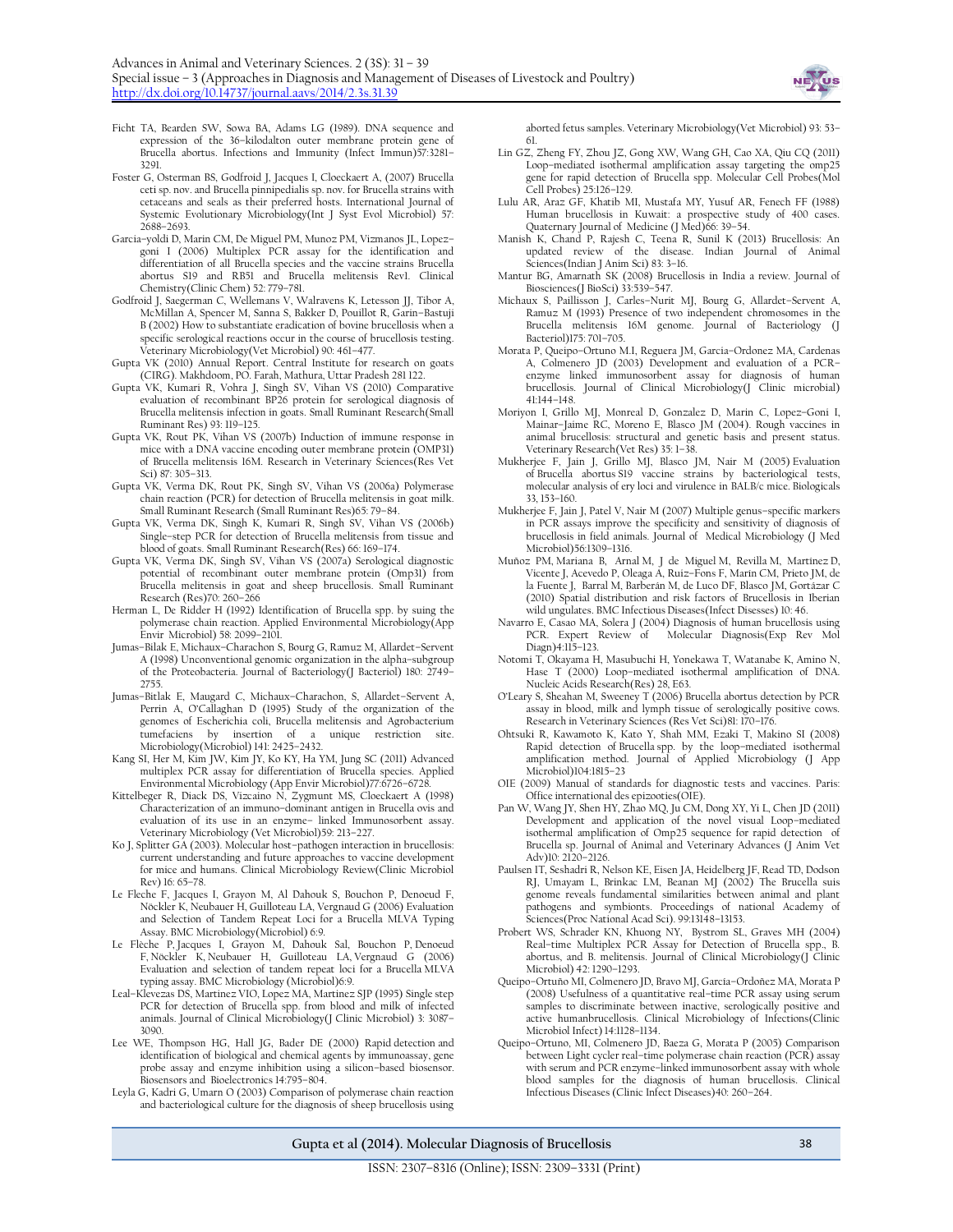Ficht TA, Bearden SW, Sowa BA, Adams LG (1989). DNA sequence and expression of the 36-kilodalton outer membrane protein gene of Brucella abortus. Infections and Immunity (Infect Immun)57:3281–3291.

Foster G, Osterman BS, Godfroid J, Jacques I, Cloeckaert A, (2007) Brucella ceti sp. nov. and Brucella pinnipedialis sp. nov. for Brucella strains with cetaceans and seals as their preferred hosts. International Journal of Systemic Evolutionary Microbiology(Int J Syst Evol Microbiol) 57: 2688–2693.

Garcia-yoldi D, Marin CM, De Miguel PM, Munoz PM, Vizmanos JL, Lopez-goni I (2006) Multiplex PCR assay for the identification and differentiation of all Brucella species and the vaccine strains Brucella abortus S19 and RB51 and Brucella melitensis Rev1. Clinical Chemistry(Clinic Chem) 52: 779–781.

Godfroid J, Saegerman C, Wellemans V, Walravens K, Letesson JJ, Tibor A, McMillan A, Spencer M, Sanna S, Bakker D, Pouillot R, Garin-Bastuji B (2002) How to substantiate eradication of bovine brucellosis when a specific serological reactions occur in the course of brucellosis testing. Veterinary Microbiology(Vet Microbiol) 90: 461–477.

Gupta VK (2010) Annual Report. Central Institute for research on goats (CIRG). Makhdoom, PO. Farah, Mathura, Uttar Pradesh 281 122.

Gupta VK, Kumari R, Vohra J, Singh SV, Vihan VS (2010) Comparative evaluation of recombinant BP26 protein for serological diagnosis of Brucella melitensis infection in goats. Small Ruminant Research(Small Ruminant Res) 93: 119–125.

Gupta VK, Rout PK, Vihan VS (2007b) Induction of immune response in mice with a DNA vaccine encoding outer membrane protein (OMP31) of Brucella melitensis 16M. Research in Veterinary Sciences(Res Vet Sci) 87: 305–313.

Gupta VK, Verma DK, Rout PK, Singh SV, Vihan VS (2006a) Polymerase chain reaction (PCR) for detection of Brucella melitensis in goat milk. Small Ruminant Research (Small Ruminant Res)65: 79–84.

Gupta VK, Verma DK, Singh K, Kumari R, Singh SV, Vihan VS (2006b) Single-step PCR for detection of Brucella melitensis from tissue and blood of goats. Small Ruminant Research(Res) 66: 169–174.

Gupta VK, Verma DK, Singh SV, Vihan VS (2007a) Serological diagnostic potential of recombinant outer membrane protein (Omp31) from Brucella melitensis in goat and sheep brucellosis. Small Ruminant Research (Res)70: 260–266

Herman L, De Ridder H (1992) Identification of Brucella spp. by suing the polymerase chain reaction. Applied Environmental Microbiology(App Envir Microbiol) 58: 2099–2101.

Jumas-Bilak E, Michaux-Charachon S, Bourg G, Ramuz M, Allardet-Servent A (1998) Unconventional genomic organization in the alpha-subgroup of the Proteobacteria. Journal of Bacteriology(J Bacteriol) 180: 2749–2755.

Jumas-Bitlak E, Maugard C, Michaux-Charachon, S, Allardet-Servent A, Perrin A, O'Callaghan D (1995) Study of the organization of the genomes of Escherichia coli, Brucella melitensis and Agrobacterium tumefaciens by insertion of a unique restriction site. Microbiology(Microbiol) 141: 2425–2432.

Kang SI, Her M, Kim JW, Kim JY, Ko KY, Ha YM, Jung SC (2011) Advanced multiplex PCR assay for differentiation of Brucella species. Applied Environmental Microbiology (App Envir Microbiol)77:6726–6728.

Kittelbeger R, Diack DS, Vizcaino N, Zygmunt MS, Cloeckaert A (1998) Characterization of an immuno-dominant antigen in Brucella ovis and evaluation of its use in an enzyme- linked Immunosorbent assay. Veterinary Microbiology (Vet Microbiol)59: 213–227.

Ko J, Splitter GA (2003). Molecular host-pathogen interaction in brucellosis: current understanding and future approaches to vaccine development for mice and humans. Clinical Microbiology Review(Clinic Microbiol Rev) 16: 65–78.

Le Fleche F, Jacques I, Grayon M, Al Dahouk S, Bouchon P, Denoeud F, Nöckler K, Neubauer H, Guilloteau LA, Vergnaud G (2006) Evaluation and Selection of Tandem Repeat Loci for a Brucella MLVA Typing Assay. BMC Microbiology(Microbiol) 6:9.

Le Flèche P, Jacques I, Grayon M, Dahouk Sal, Bouchon P, Denoeud F, Nöckler K, Neubauer H, Guilloteau LA, Vergnaud G (2006) Evaluation and selection of tandem repeat loci for a Brucella MLVA typing assay. BMC Microbiology (Microbiol)6:9.

Leal-Klevezas DS, Martinez VIO, Lopez MA, Martinez SJP (1995) Single step PCR for detection of Brucella spp. from blood and milk of infected animals. Journal of Clinical Microbiology(J Clinic Microbiol) 3: 3087–3090.

Lee WE, Thompson HG, Hall JG, Bader DE (2000) Rapid detection and identification of biological and chemical agents by immunoassay, gene probe assay and enzyme inhibition using a silicon-based biosensor. Biosensors and Bioelectronics 14:795–804.

Leyla G, Kadri G, Umarn O (2003) Comparison of polymerase chain reaction and bacteriological culture for the diagnosis of sheep brucellosis using aborted fetus samples. Veterinary Microbiology(Vet Microbiol) 93: 53–61.

Lin GZ, Zheng FY, Zhou JZ, Gong XW, Wang GH, Cao XA, Qiu CQ (2011) Loop-mediated isothermal amplification assay targeting the omp25 gene for rapid detection of Brucella spp. Molecular Cell Probes(Mol Cell Probes) 25:126–129.

Lulu AR, Araz GF, Khatib MI, Mustafa MY, Yusuf AR, Fenech FF (1988) Human brucellosis in Kuwait: a prospective study of 400 cases. Quaternary Journal of Medicine (J Med)66: 39–54.

Manish K, Chand P, Rajesh C, Teena R, Sunil K (2013) Brucellosis: An updated review of the disease. Indian Journal of Animal Sciences(Indian J Anim Sci) 83: 3–16.

Mantur BG, Amarnath SK (2008) Brucellosis in India a review. Journal of Biosciences(J BioSci) 33:539–547.

Michaux S, Paillisson J, Carles-Nurit MJ, Bourg G, Allardet-Servent A, Ramuz M (1993) Presence of two independent chromosomes in the Brucella melitensis 16M genome. Journal of Bacteriology (J Bacteriol)175: 701–705.

Morata P, Queipo-Ortuno M.I, Reguera JM, Garcia-Ordonez MA, Cardenas A, Colmenero JD (2003) Development and evaluation of a PCR-enzyme linked immunosorbent assay for diagnosis of human brucellosis. Journal of Clinical Microbiology(J Clinic microbial) 41:144–148.

Moriyon I, Grillo MJ, Monreal D, Gonzalez D, Marin C, Lopez-Goni I, Mainar-Jaime RC, Moreno E, Blasco JM (2004). Rough vaccines in animal brucellosis: structural and genetic basis and present status. Veterinary Research(Vet Res) 35: 1–38.

Mukherjee F, Jain J, Grillo MJ, Blasco JM, Nair M (2005) Evaluation of Brucella abortus S19 vaccine strains by bacteriological tests, molecular analysis of ery loci and virulence in BALB/c mice. Biologicals 33, 153–160.

Mukherjee F, Jain J, Patel V, Nair M (2007) Multiple genus-specific markers in PCR assays improve the specificity and sensitivity of diagnosis of brucellosis in field animals. Journal of Medical Microbiology (J Med Microbiol)56:1309–1316.

Muñoz PM, Mariana B, Arnal M, J de Miguel M, Revilla M, Martínez D, Vicente J, Acevedo P, Oleaga A, Ruiz-Fons F, Marín CM, Prieto JM, de la Fuente J, Barral M, Barberán M, de Luco DF, Blasco JM, Gortázar C (2010) Spatial distribution and risk factors of Brucellosis in Iberian wild ungulates. BMC Infectious Diseases(Infect Disesses) 10: 46.

Navarro E, Casao MA, Solera J (2004) Diagnosis of human brucellosis using PCR. Expert Review of Molecular Diagnosis(Exp Rev Mol Diagn)4:115–123.

Notomi T, Okayama H, Masubuchi H, Yonekawa T, Watanabe K, Amino N, Hase T (2000) Loop-mediated isothermal amplification of DNA. Nucleic Acids Research(Res) 28, E63.

O'Leary S, Sheahan M, Sweeney T (2006) Brucella abortus detection by PCR assay in blood, milk and lymph tissue of serologically positive cows. Research in Veterinary Sciences (Res Vet Sci)81: 170–176.

Ohtsuki R, Kawamoto K, Kato Y, Shah MM, Ezaki T, Makino SI (2008) Rapid detection of Brucella spp. by the loop-mediated isothermal amplification method. Journal of Applied Microbiology (J App Microbiol)104:1815–23

OIE (2009) Manual of standards for diagnostic tests and vaccines. Paris: Office international des epizooties(OIE).

Pan W, Wang JY, Shen HY, Zhao MQ, Ju CM, Dong XY, Yi L, Chen JD (2011) Development and application of the novel visual Loop-mediated isothermal amplification of Omp25 sequence for rapid detection of Brucella sp. Journal of Animal and Veterinary Advances (J Anim Vet Adv)10: 2120–2126.

Paulsen IT, Seshadri R, Nelson KE, Eisen JA, Heidelberg JF, Read TD, Dodson RJ, Umayam L, Brinkac LM, Beanan MJ (2002) The Brucella suis genome reveals fundamental similarities between animal and plant pathogens and symbionts. Proceedings of national Academy of Sciences(Proc National Acad Sci). 99:13148–13153.

Probert WS, Schrader KN, Khuong NY, Bystrom SL, Graves MH (2004) Real-time Multiplex PCR Assay for Detection of Brucella spp., B. abortus, and B. melitensis. Journal of Clinical Microbiology(J Clinic Microbiol) 42: 1290–1293.

Queipo-Ortuño MI, Colmenero JD, Bravo MJ, Garcia-Ordoñez MA, Morata P (2008) Usefulness of a quantitative real-time PCR assay using serum samples to discriminate between inactive, serologically positive and active humanbrucellosis. Clinical Microbiology of Infections(Clinic Microbiol Infect) 14:1128–1134.

Queipo-Ortuno, MI, Colmenero JD, Baeza G, Morata P (2005) Comparison between Light cycler real-time polymerase chain reaction (PCR) assay with serum and PCR enzyme-linked immunosorbent assay with whole blood samples for the diagnosis of human brucellosis. Clinical Infectious Diseases (Clinic Infect Diseases)40: 260–264.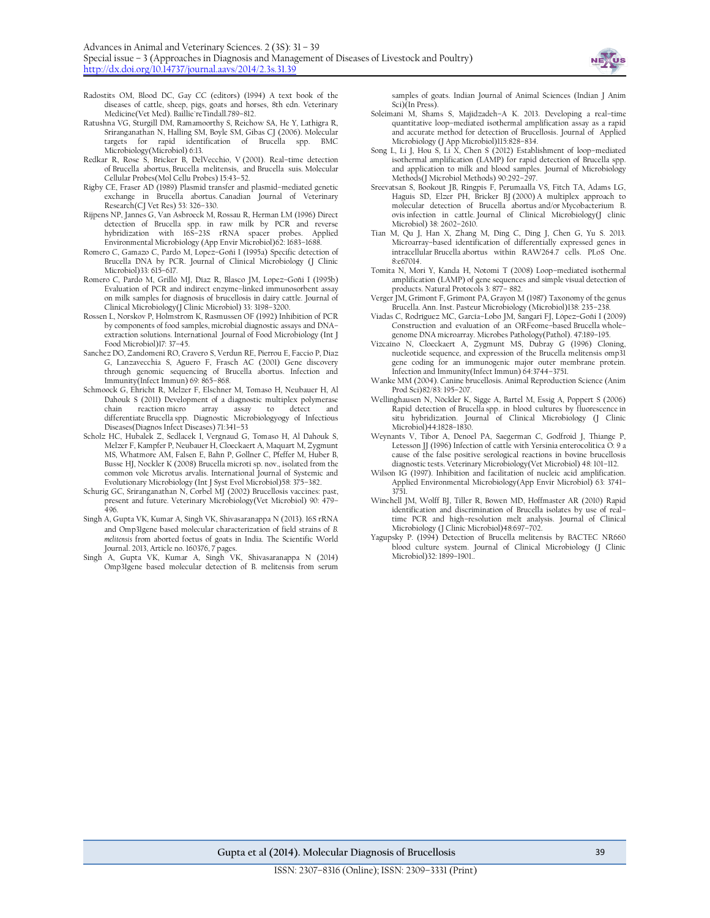Radostits OM, Blood DC, Gay CC (editors) (1994) A text book of the diseases of cattle, sheep, pigs, goats and horses, 8th edn. Veterinary Medicine(Vet Med). Baillie`reTindall.789–812.

Ratushna VG, Sturgill DM, Ramamoorthy S, Reichow SA, He Y, Lathigra R, Sriranganathan N, Halling SM, Boyle SM, Gibas CJ (2006). Molecular targets for rapid identification of Brucella spp. BMC Microbiology(Microbiol) 6:13.

Redkar R, Rose S, Bricker B, DelVecchio, V (2001). Real–time detection of Brucella abortus, Brucella melitensis, and Brucella suis. Molecular Cellular Probes(Mol Cellu Probes) 15:43–52.

Rigby CE, Fraser AD (1989) Plasmid transfer and plasmid–mediated genetic exchange in Brucella abortus. Canadian Journal of Veterinary Research(CJ Vet Res) 53: 326–330.

Rijpens NP, Jannes G, Van Asbroeck M, Rossau R, Herman LM (1996) Direct detection of Brucella spp. in raw milk by PCR and reverse hybridization with 16S–23S rRNA spacer probes. Applied Environmental Microbiology (App Envir Microbiol)62: 1683–1688.

Romero C, Gamazo C, Pardo M, Lopez–Goñi I (1995a) Specific detection of Brucella DNA by PCR. Journal of Clinical Microbiology (J Clinic Microbiol)33: 615–617.

Romero C, Pardo M, Grilló MJ, Diaz R, Blasco JM, Lopez–Goñi I (1995b) Evaluation of PCR and indirect enzyme–linked immunosorbent assay on milk samples for diagnosis of brucellosis in dairy cattle. Journal of Clinical Microbiology(J Clinic Microbiol) 33: 3198–3200.

Rossen L, Norskov P, Holmstrom K, Rasmussen OF (1992) Inhibition of PCR by components of food samples, microbial diagnostic assays and DNA–extraction solutions. International Journal of Food Microbiology (Int J Food Microbiol)17: 37–45.

Sanchez DO, Zandomeni RO, Cravero S, Verdun RE, Pierrou E, Faccio P, Diaz G, Lanzavecchia S, Aguero F, Frasch AC (2001) Gene discovery through genomic sequencing of Brucella abortus. Infection and Immunity(Infect Immun) 69: 865–868.

Schmoock G, Ehricht R, Melzer F, Elschner M, Tomaso H, Neubauer H, Al Dahouk S (2011) Development of a diagnostic multiplex polymerase chain reaction micro array assay to detect and differentiate Brucella spp. Diagnostic Microbiologyogy of Infectious Diseases(Diagnos Infect Diseases) 71:341–53

Scholz HC, Hubalek Z, Sedlacek I, Vergnaud G, Tomaso H, Al Dahouk S, Melzer F, Kampfer P, Neubauer H, Cloeckaert A, Maquart M, Zygmunt MS, Whatmore AM, Falsen E, Bahn P, Gollner C, Pfeffer M, Huber B, Busse HJ, Nockler K (2008) Brucella microti sp. nov., isolated from the common vole Microtus arvalis. International Journal of Systemic and Evolutionary Microbiology (Int J Syst Evol Microbiol)58: 375–382.

Schurig GC, Sriranganathan N, Corbel MJ (2002) Brucellosis vaccines: past, present and future. Veterinary Microbiology(Vet Microbiol) 90: 479–496.

Singh A, Gupta VK, Kumar A, Singh VK, Shivasaranappa N (2013). 16S rRNA and Omp31gene based molecular characterization of field strains of *B. melitensis* from aborted foetus of goats in India. The Scientific World Journal. 2013, Article no. 160376, 7 pages.

Singh A, Gupta VK, Kumar A, Singh VK, Shivasaranappa N (2014) Omp31gene based molecular detection of B. melitensis from serum samples of goats. Indian Journal of Animal Sciences (Indian J Anim Sci)(In Press).

Soleimani M, Shams S, Majidzadeh–A K. 2013. Developing a real–time quantitative loop–mediated isothermal amplification assay as a rapid and accurate method for detection of Brucellosis. Journal of Applied Microbiology (J App Microbiol)115:828–834.

Song L, Li J, Hou S, Li X, Chen S (2012) Establishment of loop–mediated isothermal amplification (LAMP) for rapid detection of Brucella spp. and application to milk and blood samples. Journal of Microbiology Methods(J Microbiol Methods) 90:292–297.

Sreevatsan S, Bookout JB, Ringpis F, Perumaalla VS, Fitch TA, Adams LG, Haguis SD, Elzer PH, Bricker BJ (2000) A multiplex approach to molecular detection of Brucella abortus and/or Mycobacterium B. ovis infection in cattle. Journal of Clinical Microbiology(J clinic Microbiol) 38: 2602–2610.

Tian M, Qu J, Han X, Zhang M, Ding C, Ding J, Chen G, Yu S. 2013. Microarray–based identification of differentially expressed genes in intracellular Brucella abortus within RAW264.7 cells. PLoS One. 8:e67014.

Tomita N, Mori Y, Kanda H, Notomi T (2008) Loop–mediated isothermal amplification (LAMP) of gene sequences and simple visual detection of products. Natural Protocols 3: 877– 882.

Verger JM, Grimont F, Grimont PA, Grayon M (1987) Taxonomy of the genus Brucella. Ann. Inst. Pasteur Microbiology (Microbiol)138: 235–238.

Viadas C, Rodriguez MC, García–Lobo JM, Sangari FJ, López–Goñi I (2009) Construction and evaluation of an ORFeome–based Brucella whole–genome DNA microarray. Microbes Pathology(Pathol). 47:189–195.

Vizcaino N, Cloeckaert A, Zygmunt MS, Dubray G (1996) Cloning, nucleotide sequence, and expression of the Brucella melitensis omp31 gene coding for an immunogenic major outer membrane protein. Infection and Immunity(Infect Immun) 64:3744–3751.

Wanke MM (2004). Canine brucellosis. Animal Reproduction Science (Anim Prod Sci)82/83: 195–207.

Wellinghausen N, Nöckler K, Sigge A, Bartel M, Essig A, Poppert S (2006) Rapid detection of Brucella spp. in blood cultures by fluorescence in situ hybridization. Journal of Clinical Microbiology (J Clinic Microbiol)44:1828–1830.

Weynants V, Tibor A, Denoel PA, Saegerman C, Godfroid J, Thiange P, Letesson JJ (1996) Infection of cattle with Yersinia enterocolitica O: 9 a cause of the false positive serological reactions in bovine brucellosis diagnostic tests. Veterinary Microbiology(Vet Microbiol) 48: 101–112.

Wilson IG (1997). Inhibition and facilitation of nucleic acid amplification. Applied Environmental Microbiology(App Envir Microbiol) 63: 3741–3751.

Winchell JM, Wolff BJ, Tiller R, Bowen MD, Hoffmaster AR (2010) Rapid identification and discrimination of Brucella isolates by use of real–time PCR and high–resolution melt analysis. Journal of Clinical Microbiology (J Clinic Microbiol)48:697–702.

Yagupsky P. (1994) Detection of Brucella melitensis by BACTEC NR660 blood culture system. Journal of Clinical Microbiology (J Clinic Microbiol)32: 1899–1901..